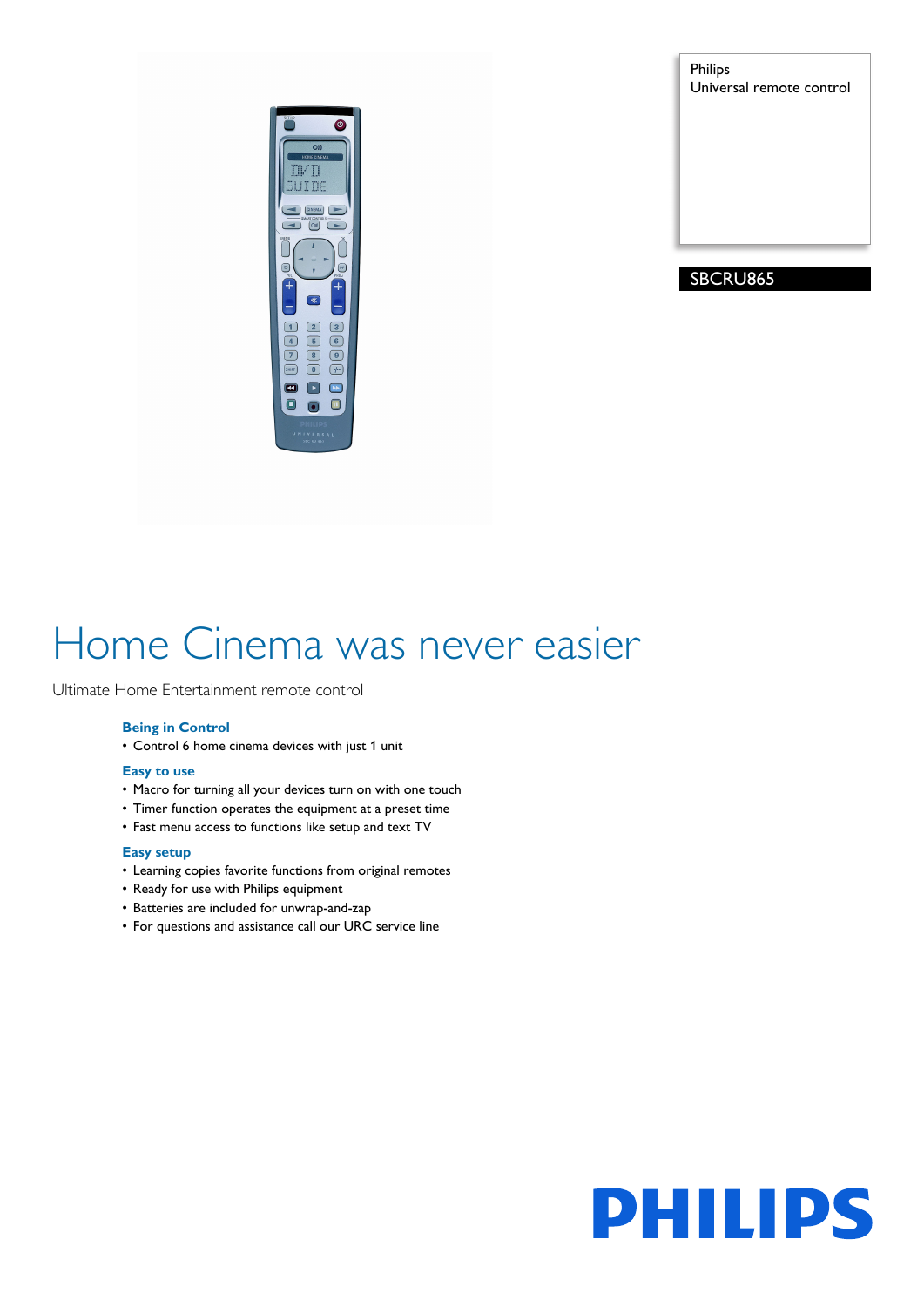Philips
Universal remote control

SBCRU865

# Home Cinema was never easier

Ultimate Home Entertainment remote control

### Being in Control

- Control 6 home cinema devices with just 1 unit

### Easy to use

- Macro for turning all your devices turn on with one touch
- Timer function operates the equipment at a preset time
- Fast menu access to functions like setup and text TV

### Easy setup

- Learning copies favorite functions from original remotes
- Ready for use with Philips equipment
- Batteries are included for unwrap-and-zap
- For questions and assistance call our URC service line

PHILIPS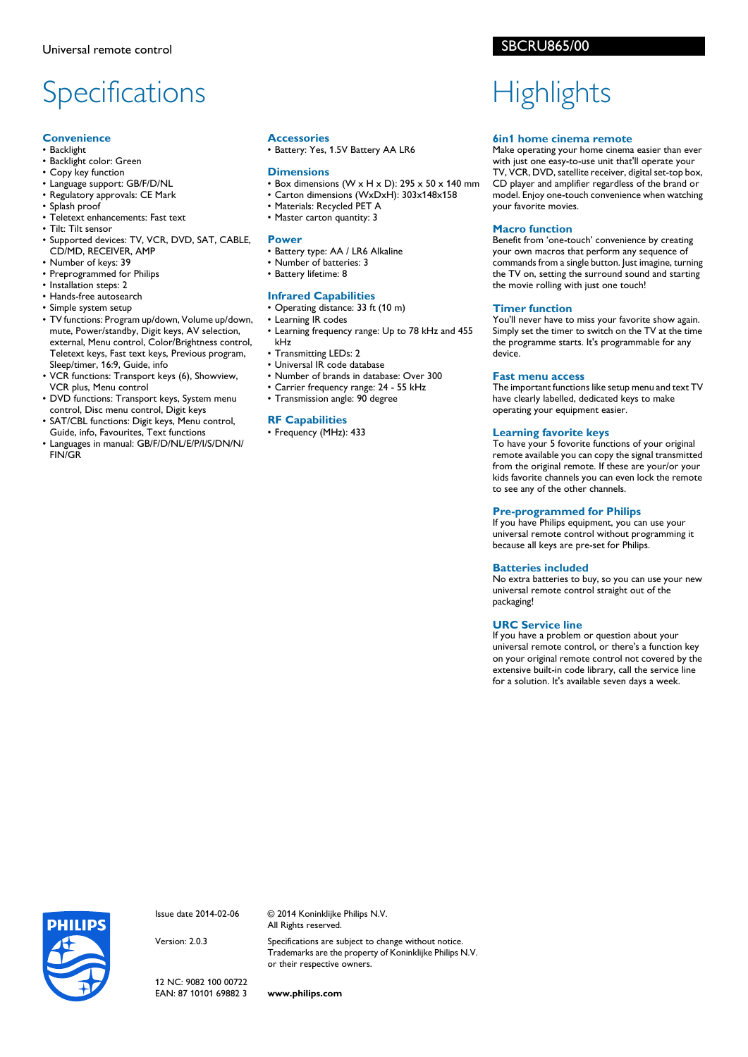Universal remote control

SBCRU865/00

# Specifications

### Convenience

- Backlight
- Backlight color: Green
- Copy key function
- Language support: GB/F/D/NL
- Regulatory approvals: CE Mark
- Splash proof
- Teletext enhancements: Fast text
- Tilt: Tilt sensor
- Supported devices: TV, VCR, DVD, SAT, CABLE, CD/MD, RECEIVER, AMP
- Number of keys: 39
- Preprogrammed for Philips
- Installation steps: 2
- Hands-free autosearch
- Simple system setup
- TV functions: Program up/down, Volume up/down, mute, Power/standby, Digit keys, AV selection, external, Menu control, Color/Brightness control, Teletext keys, Fast text keys, Previous program, Sleep/timer, 16:9, Guide, info
- VCR functions: Transport keys (6), Showview, VCR plus, Menu control
- DVD functions: Transport keys, System menu control, Disc menu control, Digit keys
- SAT/CBL functions: Digit keys, Menu control, Guide, info, Favourites, Text functions
- Languages in manual: GB/F/D/NL/E/P/I/S/DN/N/FIN/GR

### Accessories

- Battery: Yes, 1.5V Battery AA LR6

### Dimensions

- Box dimensions (W x H x D): 295 x 50 x 140 mm
- Carton dimensions (WxDxH): 303x148x158
- Materials: Recycled PET A
- Master carton quantity: 3

### Power

- Battery type: AA / LR6 Alkaline
- Number of batteries: 3
- Battery lifetime: 8

### Infrared Capabilities

- Operating distance: 33 ft (10 m)
- Learning IR codes
- Learning frequency range: Up to 78 kHz and 455 kHz
- Transmitting LEDs: 2
- Universal IR code database
- Number of brands in database: Over 300
- Carrier frequency range: 24 - 55 kHz
- Transmission angle: 90 degree

### RF Capabilities

- Frequency (MHz): 433

# Highlights

### 6in1 home cinema remote

Make operating your home cinema easier than ever with just one easy-to-use unit that'll operate your TV, VCR, DVD, satellite receiver, digital set-top box, CD player and amplifier regardless of the brand or model. Enjoy one-touch convenience when watching your favorite movies.

### Macro function

Benefit from 'one-touch' convenience by creating your own macros that perform any sequence of commands from a single button. Just imagine, turning the TV on, setting the surround sound and starting the movie rolling with just one touch!

### Timer function

You'll never have to miss your favorite show again. Simply set the timer to switch on the TV at the time the programme starts. It's programmable for any device.

### Fast menu access

The important functions like setup menu and text TV have clearly labelled, dedicated keys to make operating your equipment easier.

### Learning favorite keys

To have your 5 forovite functions of your original remote available you can copy the signal transmitted from the original remote. If these are your/or your kids favorite channels you can even lock the remote to see any of the other channels.

### Pre-programmed for Philips

If you have Philips equipment, you can use your universal remote control without programming it because all keys are pre-set for Philips.

### Batteries included

No extra batteries to buy, so you can use your new universal remote control straight out of the packaging!

### URC Service line

If you have a problem or question about your universal remote control, or there's a function key on your original remote control not covered by the extensive built-in code library, call the service line for a solution. It's available seven days a week.

PHILIPS

Issue date 2014-02-06

Version: 2.0.3

12 NC: 9082 100 00722
EAN: 87 10101 69882 3

© 2014 Koninklijke Philips N.V.
All Rights reserved.

Specifications are subject to change without notice. Trademarks are the property of Koninklijke Philips N.V. or their respective owners.

**www.philips.com**